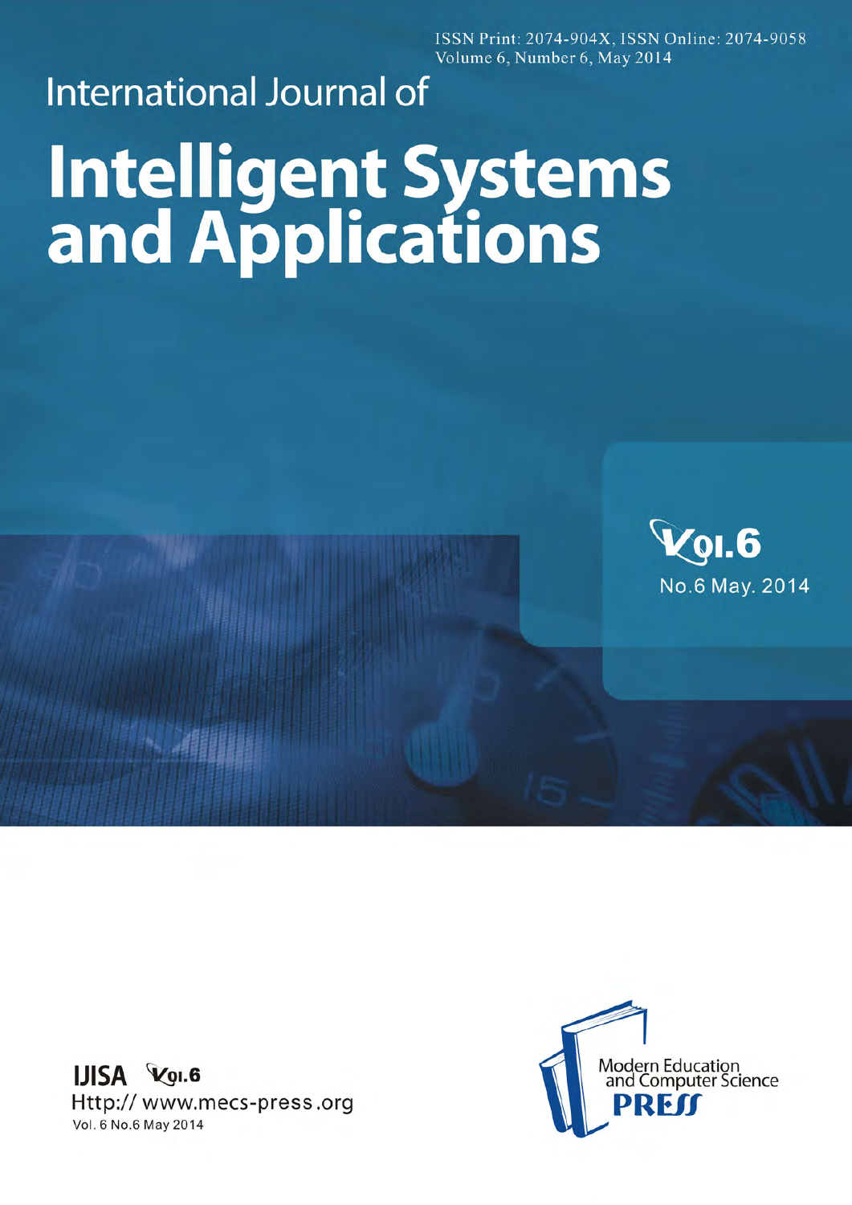ISSN Print: 2074-904X, ISSN Online: 2074-9058
Volume 6, Number 6, May 2014

International Journal of

# Intelligent Systems and Applications

Vol.6

No.6 May. 2014

**IJISA** Vol.6

Http:// www.mecs-press.org

Vol. 6 No.6 May 2014

Modern Education and Computer Science

**PRESS**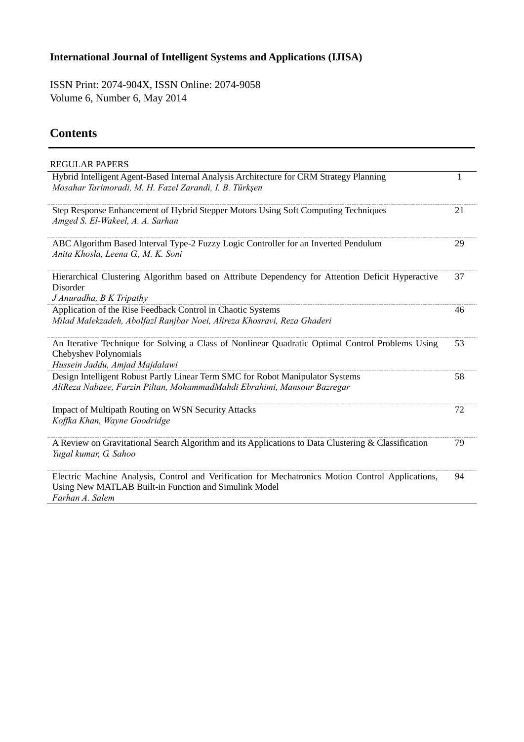**International Journal of Intelligent Systems and Applications (IJISA)**

ISSN Print: 2074-904X, ISSN Online: 2074-9058
Volume 6, Number 6, May 2014

## Contents

REGULAR PAPERS

| | |
|---|---|
| Hybrid Intelligent Agent-Based Internal Analysis Architecture for CRM Strategy Planning<br>*Mosahar Tarimoradi, M. H. Fazel Zarandi, I. B. Türkşen* | 1 |
| Step Response Enhancement of Hybrid Stepper Motors Using Soft Computing Techniques<br>*Amged S. El-Wakeel, A. A. Sarhan* | 21 |
| ABC Algorithm Based Interval Type-2 Fuzzy Logic Controller for an Inverted Pendulum<br>*Anita Khosla, Leena G., M. K. Soni* | 29 |
| Hierarchical Clustering Algorithm based on Attribute Dependency for Attention Deficit Hyperactive Disorder<br>*J Anuradha, B K Tripathy* | 37 |
| Application of the Rise Feedback Control in Chaotic Systems<br>*Milad Malekzadeh, Abolfazl Ranjbar Noei, Alireza Khosravi, Reza Ghaderi* | 46 |
| An Iterative Technique for Solving a Class of Nonlinear Quadratic Optimal Control Problems Using Chebyshev Polynomials<br>*Hussein Jaddu, Amjad Majdalawi* | 53 |
| Design Intelligent Robust Partly Linear Term SMC for Robot Manipulator Systems<br>*AliReza Nabaee, Farzin Piltan, MohammadMahdi Ebrahimi, Mansour Bazregar* | 58 |
| Impact of Multipath Routing on WSN Security Attacks<br>*Koffka Khan, Wayne Goodridge* | 72 |
| A Review on Gravitational Search Algorithm and its Applications to Data Clustering & Classification<br>*Yugal kumar, G. Sahoo* | 79 |
| Electric Machine Analysis, Control and Verification for Mechatronics Motion Control Applications, Using New MATLAB Built-in Function and Simulink Model<br>*Farhan A. Salem* | 94 |